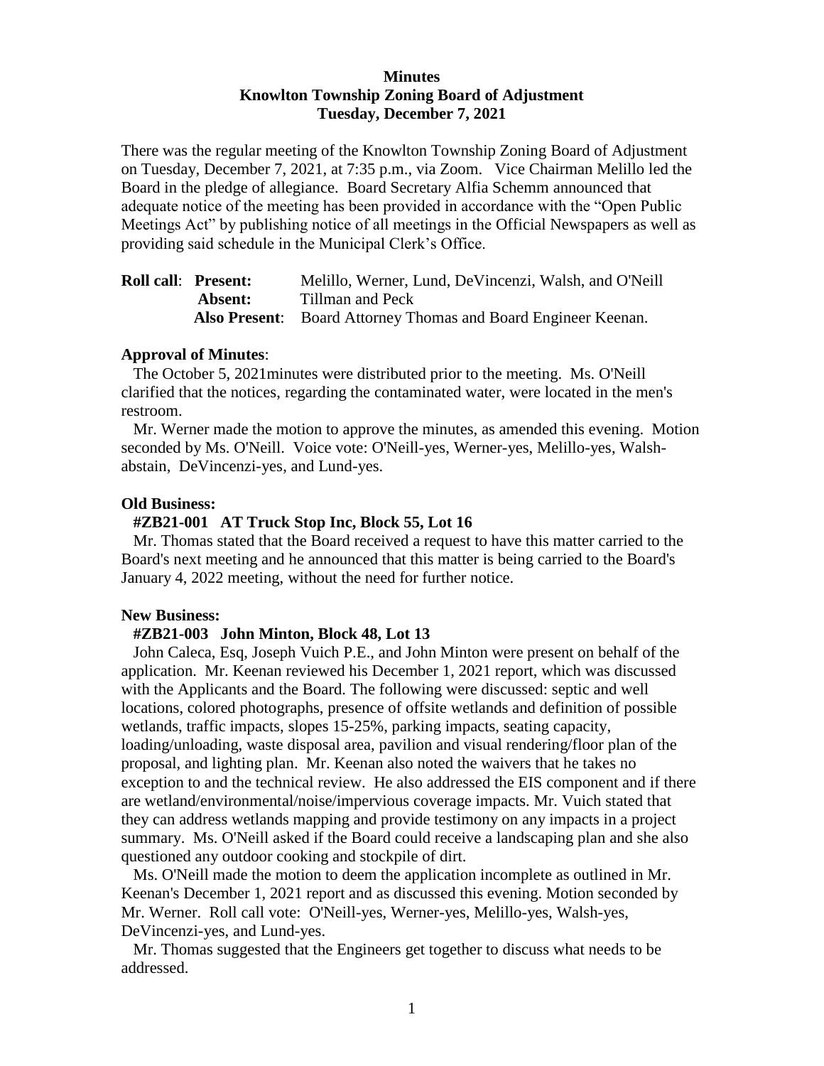# Minutes
## Knowlton Township Zoning Board of Adjustment
### Tuesday, December 7, 2021

There was the regular meeting of the Knowlton Township Zoning Board of Adjustment on Tuesday, December 7, 2021, at 7:35 p.m., via Zoom. Vice Chairman Melillo led the Board in the pledge of allegiance. Board Secretary Alfia Schemm announced that adequate notice of the meeting has been provided in accordance with the "Open Public Meetings Act" by publishing notice of all meetings in the Official Newspapers as well as providing said schedule in the Municipal Clerk's Office.

**Roll call**: **Present:** Melillo, Werner, Lund, DeVincenzi, Walsh, and O'Neill
**Absent:** Tillman and Peck
**Also Present**: Board Attorney Thomas and Board Engineer Keenan.

**Approval of Minutes**:

The October 5, 2021minutes were distributed prior to the meeting. Ms. O'Neill clarified that the notices, regarding the contaminated water, were located in the men's restroom.

Mr. Werner made the motion to approve the minutes, as amended this evening. Motion seconded by Ms. O'Neill. Voice vote: O'Neill-yes, Werner-yes, Melillo-yes, Walsh-abstain, DeVincenzi-yes, and Lund-yes.

**Old Business:**

**#ZB21-001 AT Truck Stop Inc, Block 55, Lot 16**

Mr. Thomas stated that the Board received a request to have this matter carried to the Board's next meeting and he announced that this matter is being carried to the Board's January 4, 2022 meeting, without the need for further notice.

**New Business:**

**#ZB21-003 John Minton, Block 48, Lot 13**

John Caleca, Esq, Joseph Vuich P.E., and John Minton were present on behalf of the application. Mr. Keenan reviewed his December 1, 2021 report, which was discussed with the Applicants and the Board. The following were discussed: septic and well locations, colored photographs, presence of offsite wetlands and definition of possible wetlands, traffic impacts, slopes 15-25%, parking impacts, seating capacity, loading/unloading, waste disposal area, pavilion and visual rendering/floor plan of the proposal, and lighting plan. Mr. Keenan also noted the waivers that he takes no exception to and the technical review. He also addressed the EIS component and if there are wetland/environmental/noise/impervious coverage impacts. Mr. Vuich stated that they can address wetlands mapping and provide testimony on any impacts in a project summary. Ms. O'Neill asked if the Board could receive a landscaping plan and she also questioned any outdoor cooking and stockpile of dirt.

Ms. O'Neill made the motion to deem the application incomplete as outlined in Mr. Keenan's December 1, 2021 report and as discussed this evening. Motion seconded by Mr. Werner. Roll call vote: O'Neill-yes, Werner-yes, Melillo-yes, Walsh-yes, DeVincenzi-yes, and Lund-yes.

Mr. Thomas suggested that the Engineers get together to discuss what needs to be addressed.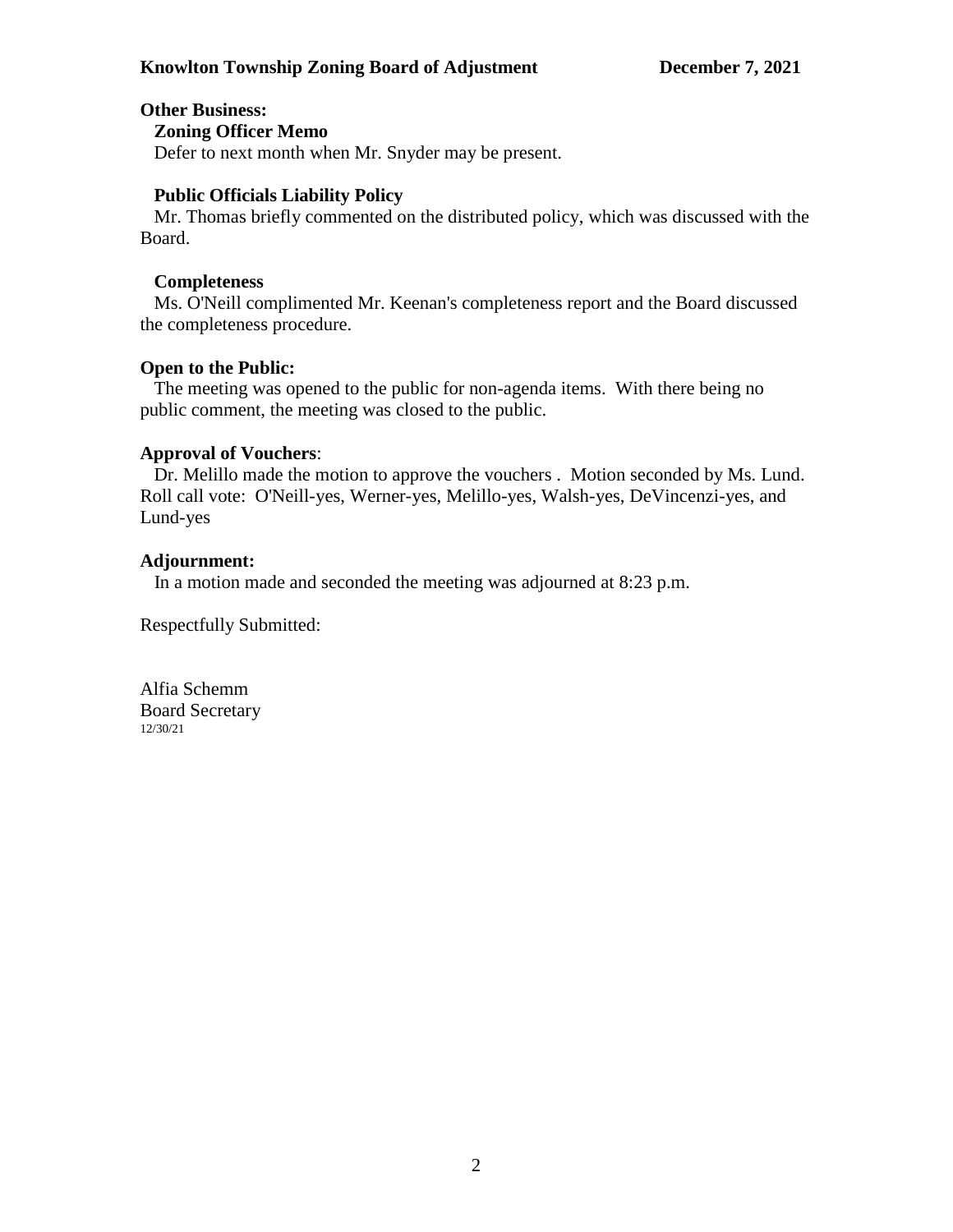**Other Business:**

**Zoning Officer Memo**

Defer to next month when Mr. Snyder may be present.

**Public Officials Liability Policy**

Mr. Thomas briefly commented on the distributed policy, which was discussed with the Board.

**Completeness**

Ms. O'Neill complimented Mr. Keenan's completeness report and the Board discussed the completeness procedure.

**Open to the Public:**

The meeting was opened to the public for non-agenda items. With there being no public comment, the meeting was closed to the public.

**Approval of Vouchers**:

Dr. Melillo made the motion to approve the vouchers . Motion seconded by Ms. Lund. Roll call vote: O'Neill-yes, Werner-yes, Melillo-yes, Walsh-yes, DeVincenzi-yes, and Lund-yes

**Adjournment:**

In a motion made and seconded the meeting was adjourned at 8:23 p.m.

Respectfully Submitted:

Alfia Schemm
Board Secretary
12/30/21